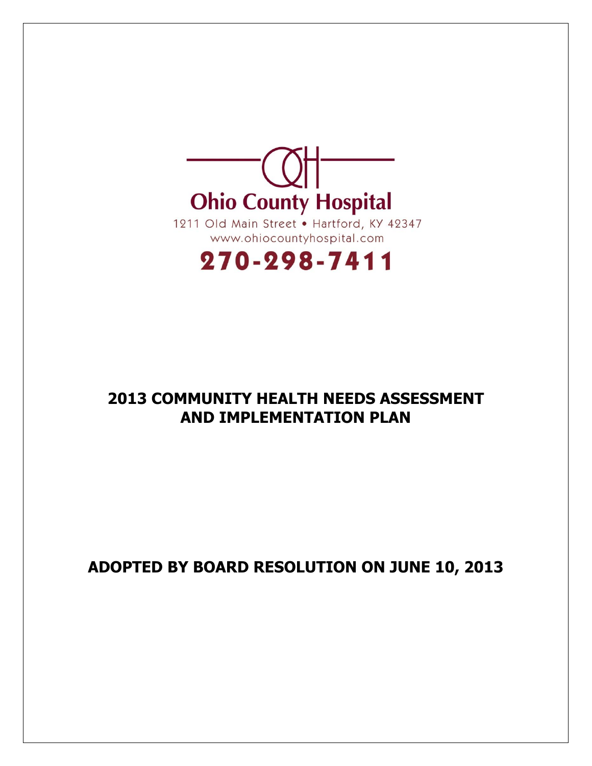Ohio County Hospital

1211 Old Main Street • Hartford, KY 42347

www.ohiocountyhospital.com

270-298-7411

# 2013 COMMUNITY HEALTH NEEDS ASSESSMENT AND IMPLEMENTATION PLAN

## ADOPTED BY BOARD RESOLUTION ON JUNE 10, 2013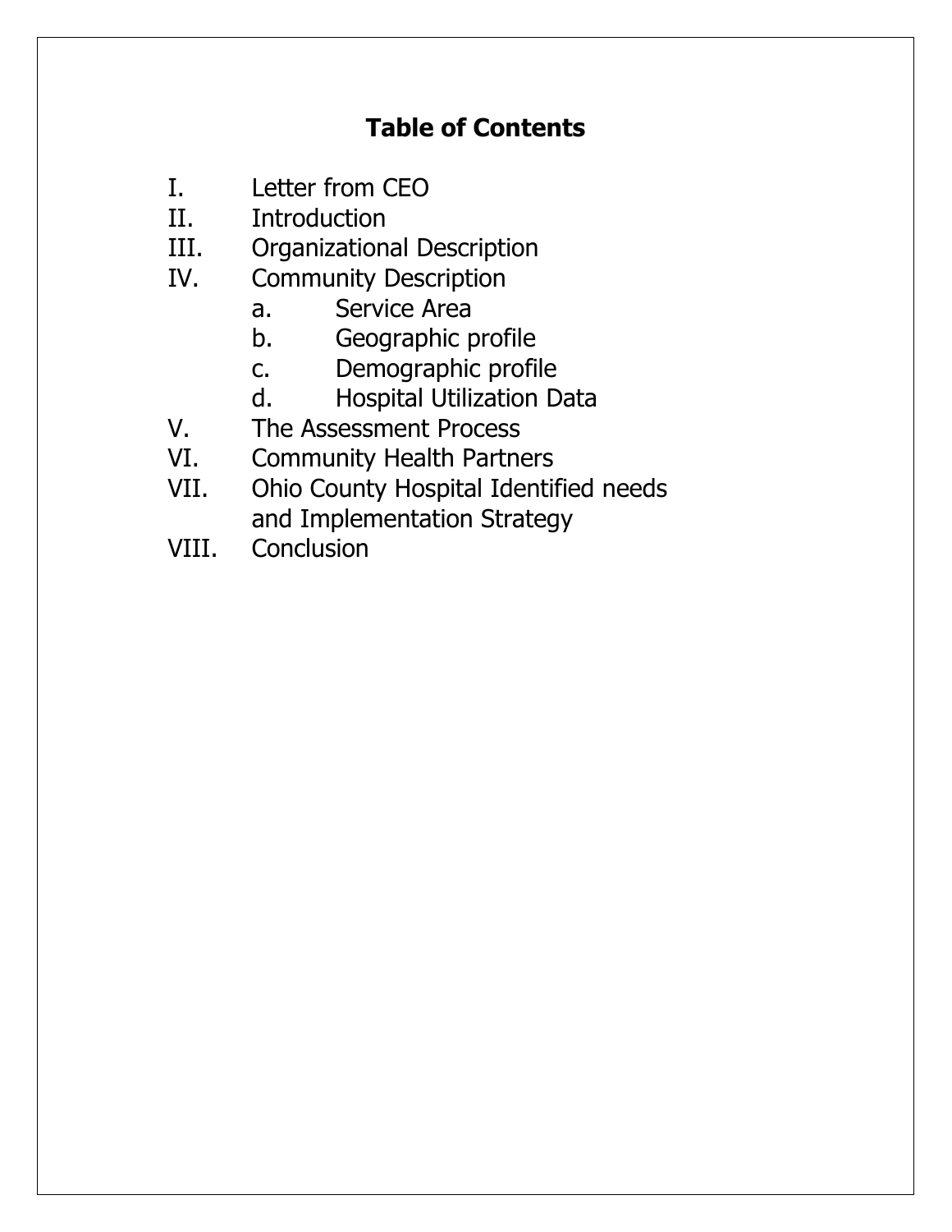# Table of Contents

I. Letter from CEO

II. Introduction

III. Organizational Description

IV. Community Description

  a. Service Area

  b. Geographic profile

  c. Demographic profile

  d. Hospital Utilization Data

V. The Assessment Process

VI. Community Health Partners

VII. Ohio County Hospital Identified needs and Implementation Strategy

VIII. Conclusion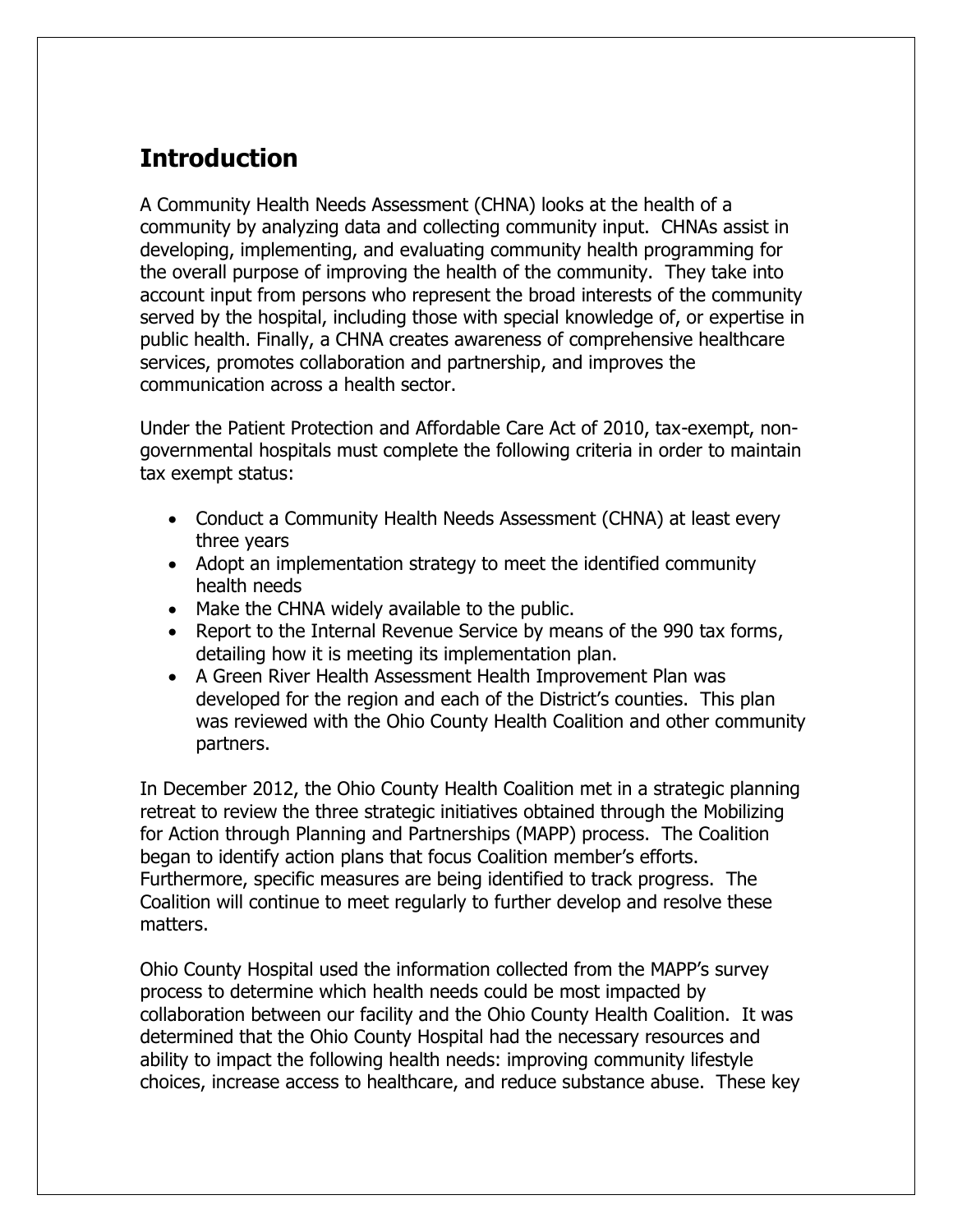## Introduction

A Community Health Needs Assessment (CHNA) looks at the health of a community by analyzing data and collecting community input. CHNAs assist in developing, implementing, and evaluating community health programming for the overall purpose of improving the health of the community. They take into account input from persons who represent the broad interests of the community served by the hospital, including those with special knowledge of, or expertise in public health. Finally, a CHNA creates awareness of comprehensive healthcare services, promotes collaboration and partnership, and improves the communication across a health sector.

Under the Patient Protection and Affordable Care Act of 2010, tax-exempt, non-governmental hospitals must complete the following criteria in order to maintain tax exempt status:

- Conduct a Community Health Needs Assessment (CHNA) at least every three years
- Adopt an implementation strategy to meet the identified community health needs
- Make the CHNA widely available to the public.
- Report to the Internal Revenue Service by means of the 990 tax forms, detailing how it is meeting its implementation plan.
- A Green River Health Assessment Health Improvement Plan was developed for the region and each of the District's counties. This plan was reviewed with the Ohio County Health Coalition and other community partners.

In December 2012, the Ohio County Health Coalition met in a strategic planning retreat to review the three strategic initiatives obtained through the Mobilizing for Action through Planning and Partnerships (MAPP) process. The Coalition began to identify action plans that focus Coalition member's efforts. Furthermore, specific measures are being identified to track progress. The Coalition will continue to meet regularly to further develop and resolve these matters.

Ohio County Hospital used the information collected from the MAPP's survey process to determine which health needs could be most impacted by collaboration between our facility and the Ohio County Health Coalition. It was determined that the Ohio County Hospital had the necessary resources and ability to impact the following health needs: improving community lifestyle choices, increase access to healthcare, and reduce substance abuse. These key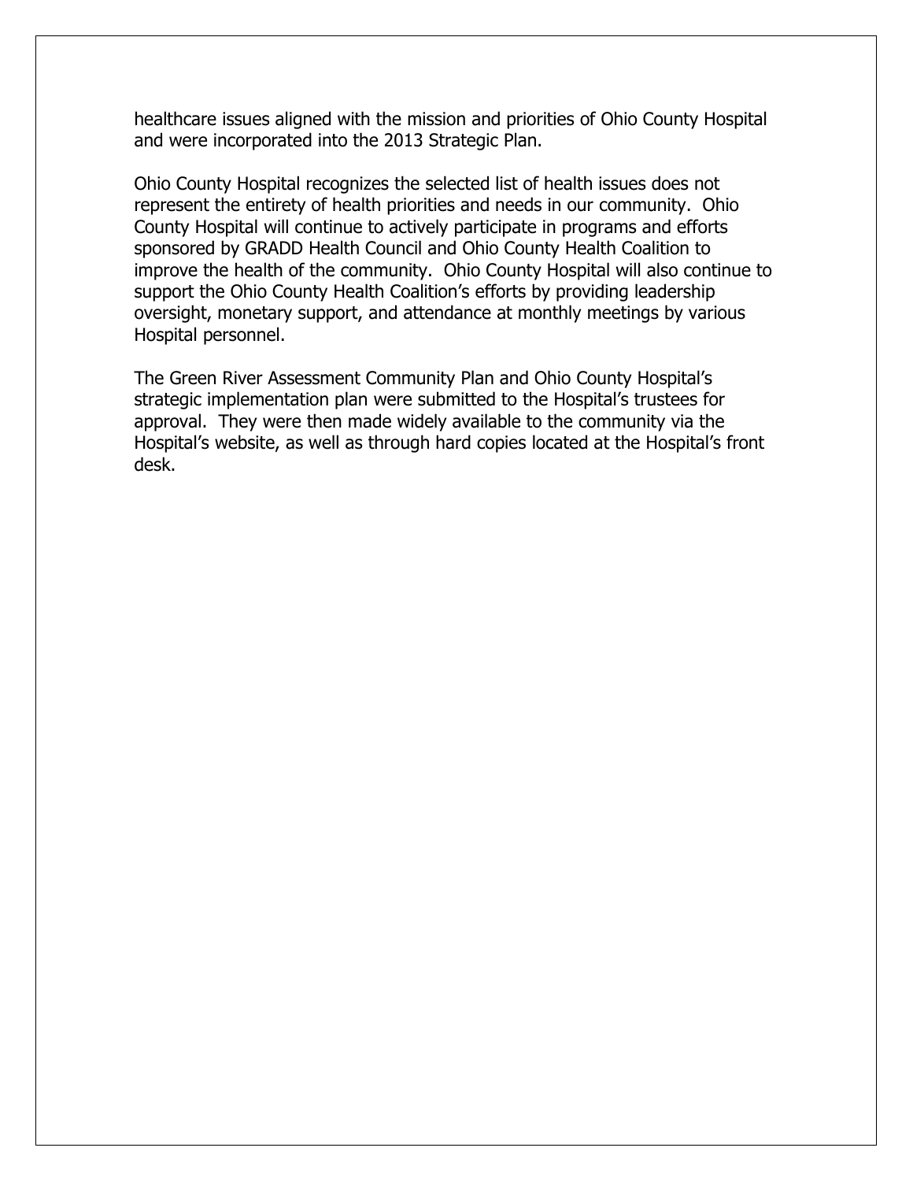healthcare issues aligned with the mission and priorities of Ohio County Hospital and were incorporated into the 2013 Strategic Plan.

Ohio County Hospital recognizes the selected list of health issues does not represent the entirety of health priorities and needs in our community. Ohio County Hospital will continue to actively participate in programs and efforts sponsored by GRADD Health Council and Ohio County Health Coalition to improve the health of the community. Ohio County Hospital will also continue to support the Ohio County Health Coalition's efforts by providing leadership oversight, monetary support, and attendance at monthly meetings by various Hospital personnel.

The Green River Assessment Community Plan and Ohio County Hospital's strategic implementation plan were submitted to the Hospital's trustees for approval. They were then made widely available to the community via the Hospital's website, as well as through hard copies located at the Hospital's front desk.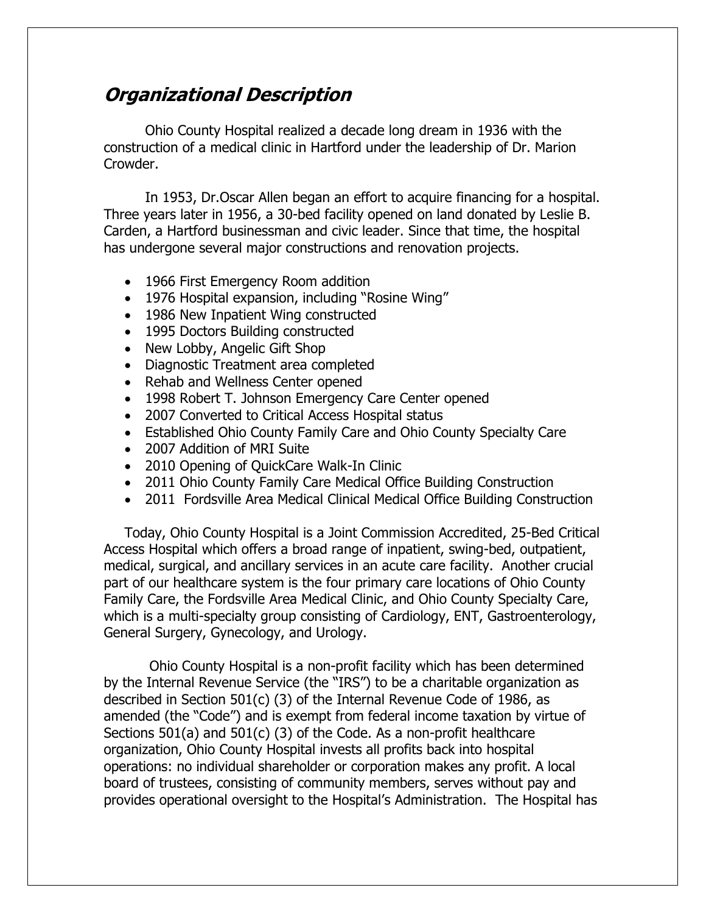## ***Organizational Description***

Ohio County Hospital realized a decade long dream in 1936 with the construction of a medical clinic in Hartford under the leadership of Dr. Marion Crowder.

In 1953, Dr.Oscar Allen began an effort to acquire financing for a hospital. Three years later in 1956, a 30-bed facility opened on land donated by Leslie B. Carden, a Hartford businessman and civic leader. Since that time, the hospital has undergone several major constructions and renovation projects.

- 1966 First Emergency Room addition
- 1976 Hospital expansion, including "Rosine Wing"
- 1986 New Inpatient Wing constructed
- 1995 Doctors Building constructed
- New Lobby, Angelic Gift Shop
- Diagnostic Treatment area completed
- Rehab and Wellness Center opened
- 1998 Robert T. Johnson Emergency Care Center opened
- 2007 Converted to Critical Access Hospital status
- Established Ohio County Family Care and Ohio County Specialty Care
- 2007 Addition of MRI Suite
- 2010 Opening of QuickCare Walk-In Clinic
- 2011 Ohio County Family Care Medical Office Building Construction
- 2011 Fordsville Area Medical Clinical Medical Office Building Construction

Today, Ohio County Hospital is a Joint Commission Accredited, 25-Bed Critical Access Hospital which offers a broad range of inpatient, swing-bed, outpatient, medical, surgical, and ancillary services in an acute care facility. Another crucial part of our healthcare system is the four primary care locations of Ohio County Family Care, the Fordsville Area Medical Clinic, and Ohio County Specialty Care, which is a multi-specialty group consisting of Cardiology, ENT, Gastroenterology, General Surgery, Gynecology, and Urology.

Ohio County Hospital is a non-profit facility which has been determined by the Internal Revenue Service (the "IRS") to be a charitable organization as described in Section 501(c) (3) of the Internal Revenue Code of 1986, as amended (the "Code") and is exempt from federal income taxation by virtue of Sections 501(a) and 501(c) (3) of the Code. As a non-profit healthcare organization, Ohio County Hospital invests all profits back into hospital operations: no individual shareholder or corporation makes any profit. A local board of trustees, consisting of community members, serves without pay and provides operational oversight to the Hospital's Administration. The Hospital has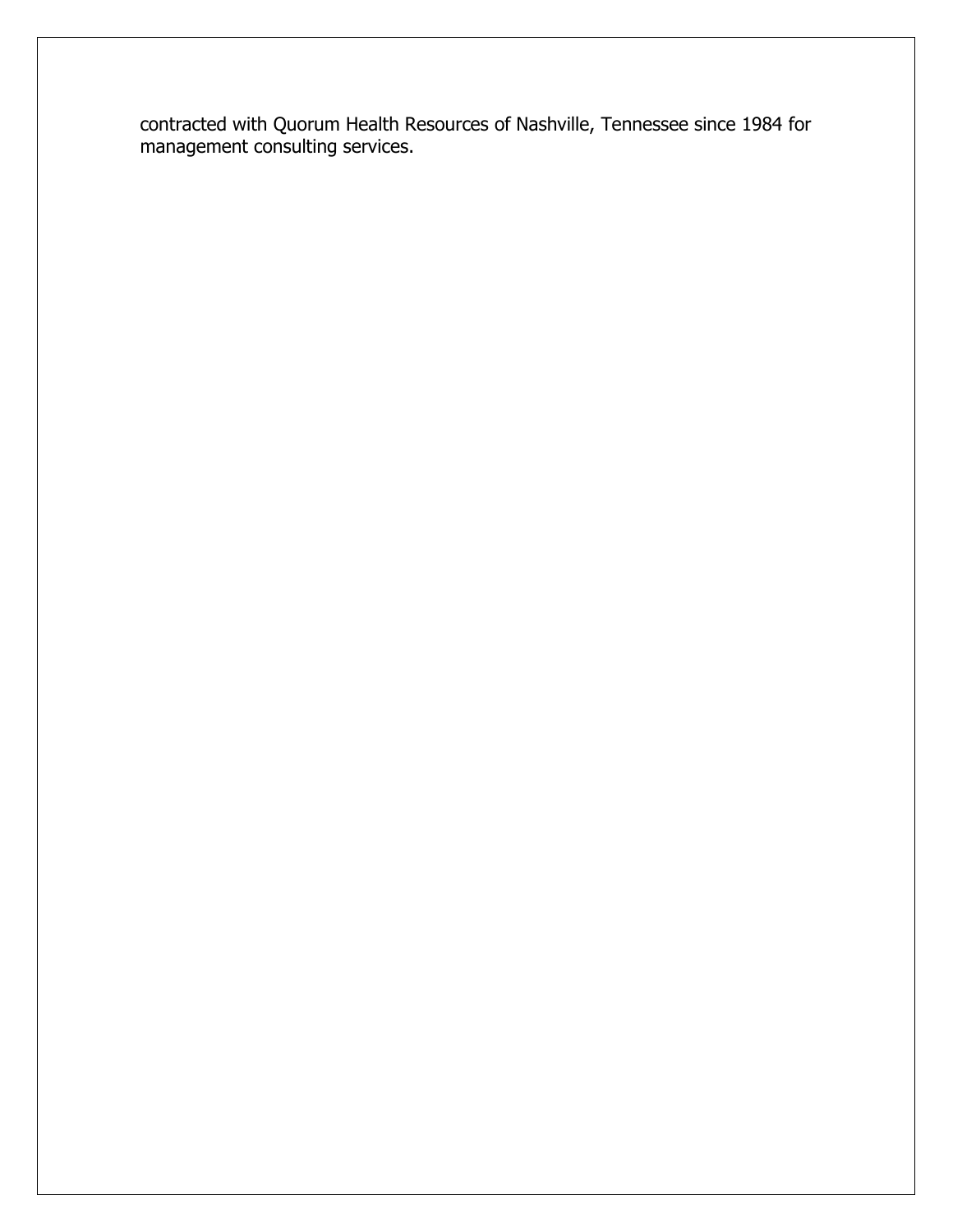contracted with Quorum Health Resources of Nashville, Tennessee since 1984 for management consulting services.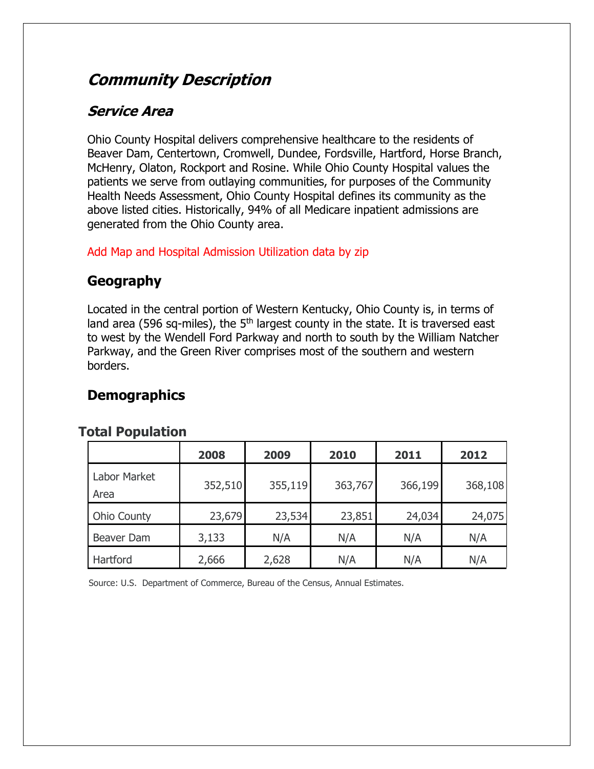# *Community Description*

## *Service Area*

Ohio County Hospital delivers comprehensive healthcare to the residents of Beaver Dam, Centertown, Cromwell, Dundee, Fordsville, Hartford, Horse Branch, McHenry, Olaton, Rockport and Rosine. While Ohio County Hospital values the patients we serve from outlaying communities, for purposes of the Community Health Needs Assessment, Ohio County Hospital defines its community as the above listed cities. Historically, 94% of all Medicare inpatient admissions are generated from the Ohio County area.

Add Map and Hospital Admission Utilization data by zip

## Geography

Located in the central portion of Western Kentucky, Ohio County is, in terms of land area (596 sq-miles), the 5th largest county in the state. It is traversed east to west by the Wendell Ford Parkway and north to south by the William Natcher Parkway, and the Green River comprises most of the southern and western borders.

## Demographics

### Total Population

| | 2008 | 2009 | 2010 | 2011 | 2012 |
|---|---|---|---|---|---|
| Labor Market Area | 352,510 | 355,119 | 363,767 | 366,199 | 368,108 |
| Ohio County | 23,679 | 23,534 | 23,851 | 24,034 | 24,075 |
| Beaver Dam | 3,133 | N/A | N/A | N/A | N/A |
| Hartford | 2,666 | 2,628 | N/A | N/A | N/A |

Source: U.S. Department of Commerce, Bureau of the Census, Annual Estimates.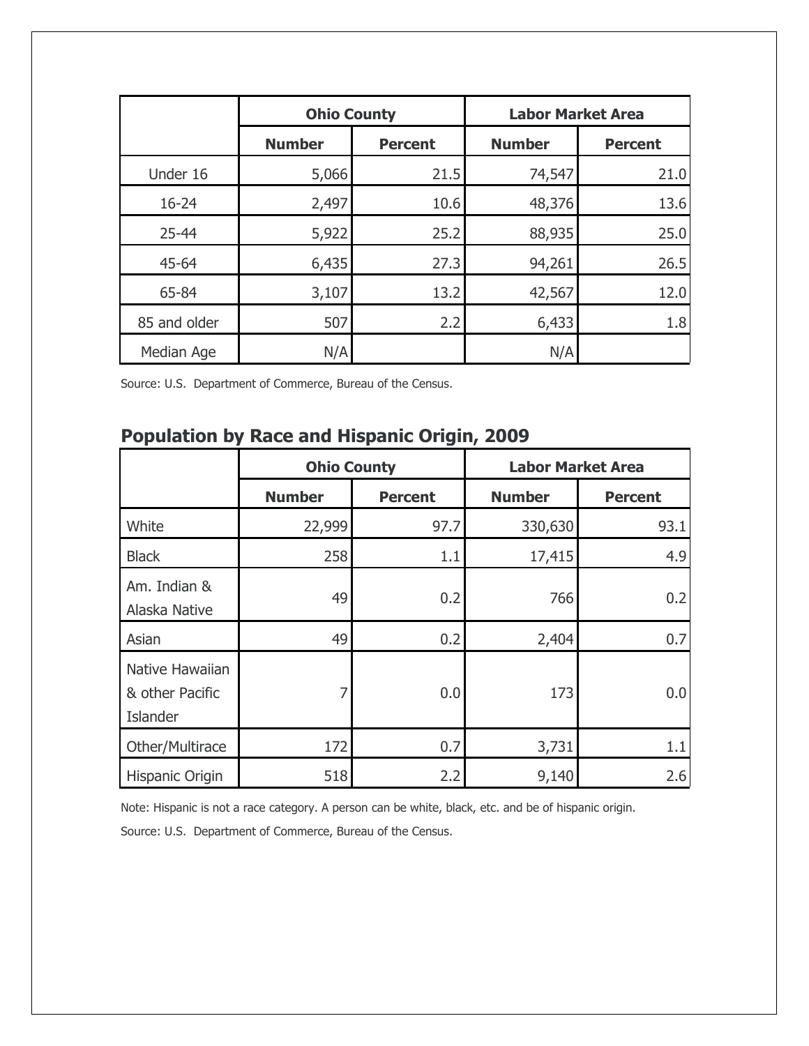| | Ohio County | | Labor Market Area | |
|---|---|---|---|---|
| | **Number** | **Percent** | **Number** | **Percent** |
| Under 16 | 5,066 | 21.5 | 74,547 | 21.0 |
| 16-24 | 2,497 | 10.6 | 48,376 | 13.6 |
| 25-44 | 5,922 | 25.2 | 88,935 | 25.0 |
| 45-64 | 6,435 | 27.3 | 94,261 | 26.5 |
| 65-84 | 3,107 | 13.2 | 42,567 | 12.0 |
| 85 and older | 507 | 2.2 | 6,433 | 1.8 |
| Median Age | N/A | | N/A | |

Source: U.S. Department of Commerce, Bureau of the Census.

## Population by Race and Hispanic Origin, 2009

| | Ohio County | | Labor Market Area | |
|---|---|---|---|---|
| | **Number** | **Percent** | **Number** | **Percent** |
| White | 22,999 | 97.7 | 330,630 | 93.1 |
| Black | 258 | 1.1 | 17,415 | 4.9 |
| Am. Indian & Alaska Native | 49 | 0.2 | 766 | 0.2 |
| Asian | 49 | 0.2 | 2,404 | 0.7 |
| Native Hawaiian & other Pacific Islander | 7 | 0.0 | 173 | 0.0 |
| Other/Multirace | 172 | 0.7 | 3,731 | 1.1 |
| Hispanic Origin | 518 | 2.2 | 9,140 | 2.6 |

Note: Hispanic is not a race category. A person can be white, black, etc. and be of hispanic origin.

Source: U.S. Department of Commerce, Bureau of the Census.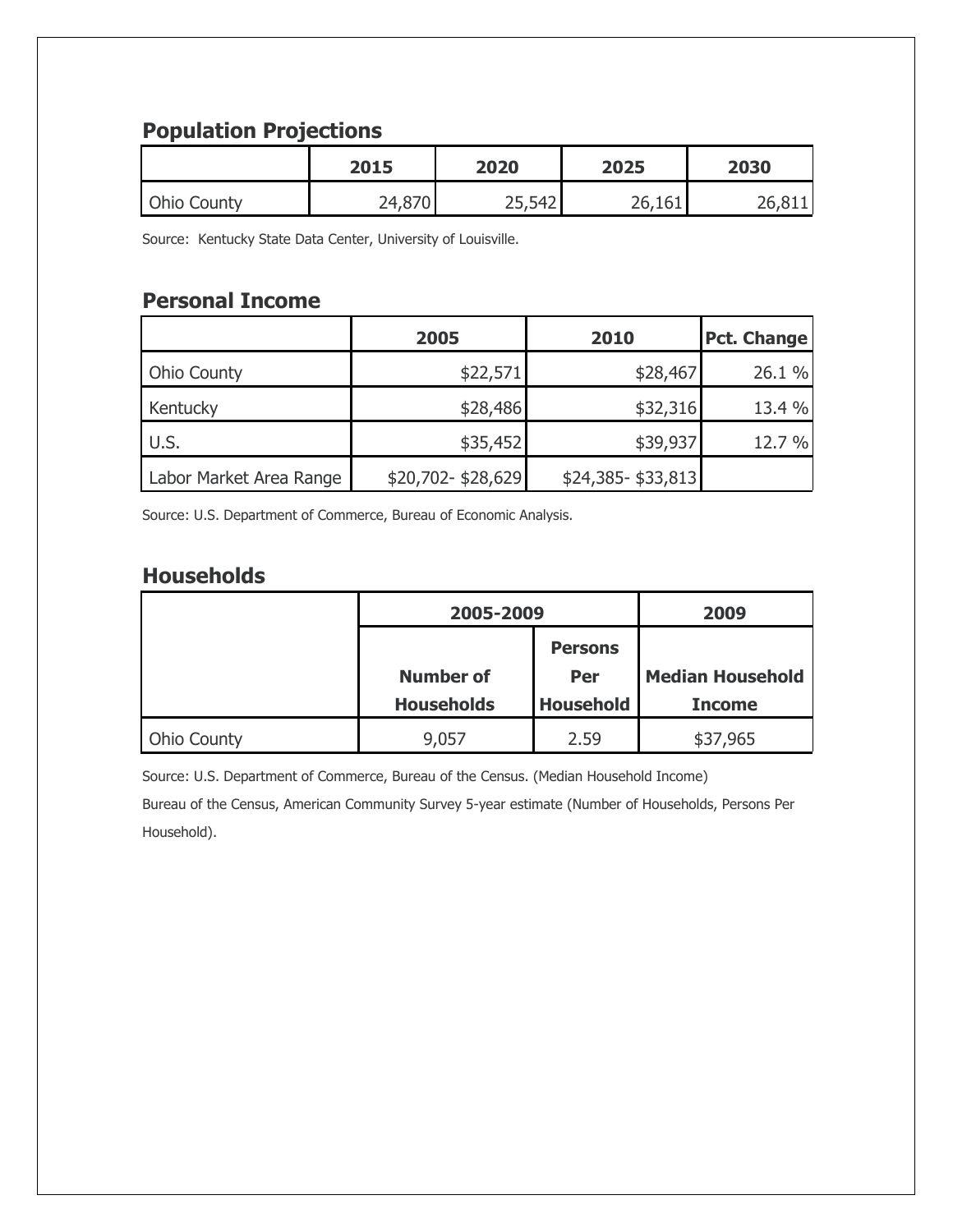## Population Projections

| | 2015 | 2020 | 2025 | 2030 |
|---|---|---|---|---|
| Ohio County | 24,870 | 25,542 | 26,161 | 26,811 |

Source: Kentucky State Data Center, University of Louisville.

## Personal Income

| | 2005 | 2010 | Pct. Change |
|---|---|---|---|
| Ohio County | $22,571 | $28,467 | 26.1 % |
| Kentucky | $28,486 | $32,316 | 13.4 % |
| U.S. | $35,452 | $39,937 | 12.7 % |
| Labor Market Area Range | $20,702- $28,629 | $24,385- $33,813 | |

Source: U.S. Department of Commerce, Bureau of Economic Analysis.

## Households

| | 2005-2009 | | 2009 |
|---|---|---|---|
| | Number of Households | Persons Per Household | Median Household Income |
| Ohio County | 9,057 | 2.59 | $37,965 |

Source: U.S. Department of Commerce, Bureau of the Census. (Median Household Income)
Bureau of the Census, American Community Survey 5-year estimate (Number of Households, Persons Per Household).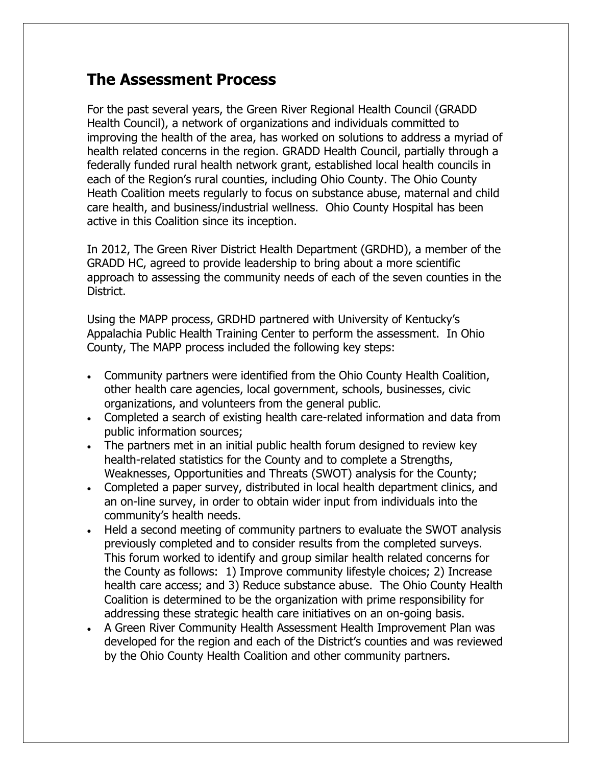## The Assessment Process

For the past several years, the Green River Regional Health Council (GRADD Health Council), a network of organizations and individuals committed to improving the health of the area, has worked on solutions to address a myriad of health related concerns in the region. GRADD Health Council, partially through a federally funded rural health network grant, established local health councils in each of the Region's rural counties, including Ohio County. The Ohio County Heath Coalition meets regularly to focus on substance abuse, maternal and child care health, and business/industrial wellness. Ohio County Hospital has been active in this Coalition since its inception.

In 2012, The Green River District Health Department (GRDHD), a member of the GRADD HC, agreed to provide leadership to bring about a more scientific approach to assessing the community needs of each of the seven counties in the District.

Using the MAPP process, GRDHD partnered with University of Kentucky's Appalachia Public Health Training Center to perform the assessment. In Ohio County, The MAPP process included the following key steps:

- Community partners were identified from the Ohio County Health Coalition, other health care agencies, local government, schools, businesses, civic organizations, and volunteers from the general public.
- Completed a search of existing health care-related information and data from public information sources;
- The partners met in an initial public health forum designed to review key health-related statistics for the County and to complete a Strengths, Weaknesses, Opportunities and Threats (SWOT) analysis for the County;
- Completed a paper survey, distributed in local health department clinics, and an on-line survey, in order to obtain wider input from individuals into the community's health needs.
- Held a second meeting of community partners to evaluate the SWOT analysis previously completed and to consider results from the completed surveys. This forum worked to identify and group similar health related concerns for the County as follows: 1) Improve community lifestyle choices; 2) Increase health care access; and 3) Reduce substance abuse. The Ohio County Health Coalition is determined to be the organization with prime responsibility for addressing these strategic health care initiatives on an on-going basis.
- A Green River Community Health Assessment Health Improvement Plan was developed for the region and each of the District's counties and was reviewed by the Ohio County Health Coalition and other community partners.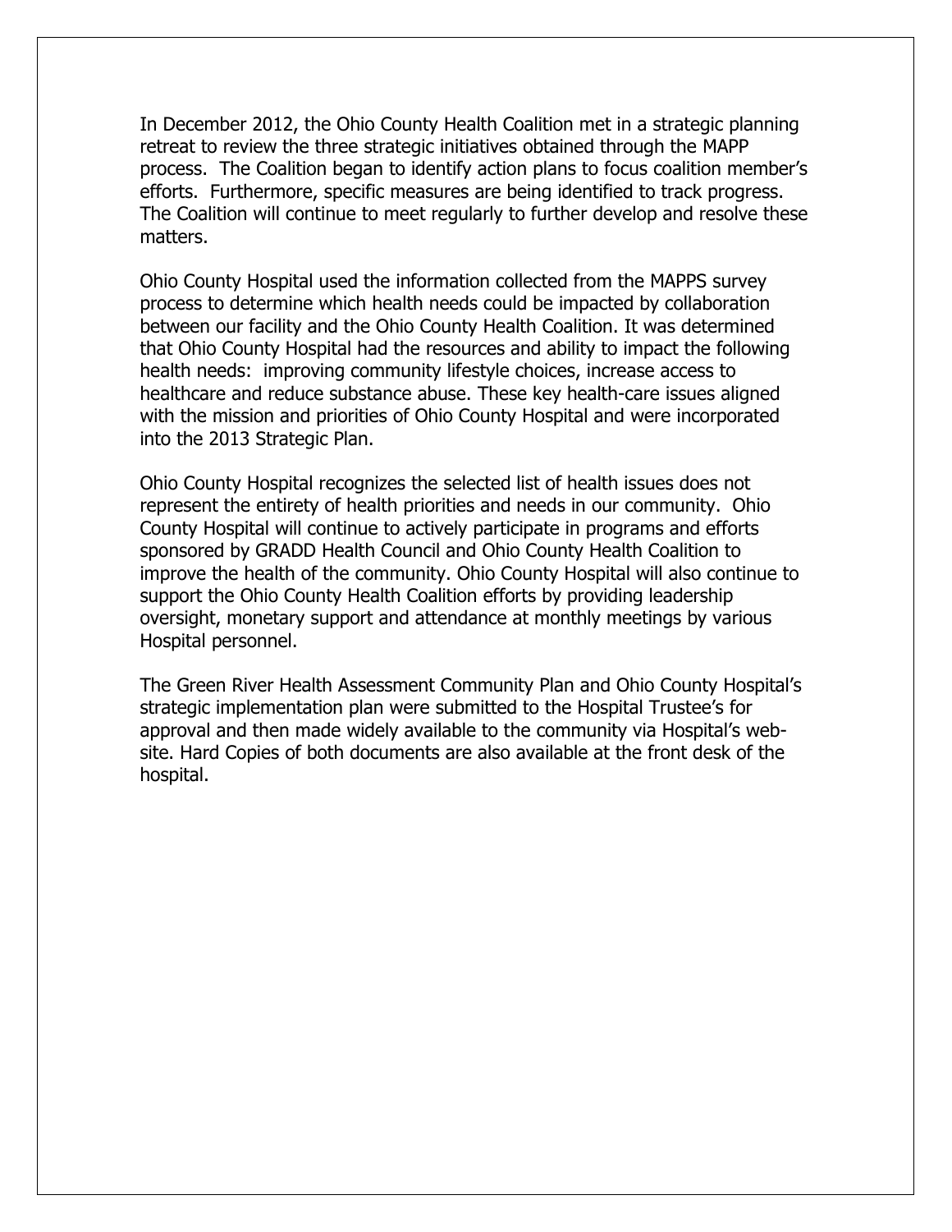In December 2012, the Ohio County Health Coalition met in a strategic planning retreat to review the three strategic initiatives obtained through the MAPP process. The Coalition began to identify action plans to focus coalition member's efforts. Furthermore, specific measures are being identified to track progress. The Coalition will continue to meet regularly to further develop and resolve these matters.

Ohio County Hospital used the information collected from the MAPPS survey process to determine which health needs could be impacted by collaboration between our facility and the Ohio County Health Coalition. It was determined that Ohio County Hospital had the resources and ability to impact the following health needs: improving community lifestyle choices, increase access to healthcare and reduce substance abuse. These key health-care issues aligned with the mission and priorities of Ohio County Hospital and were incorporated into the 2013 Strategic Plan.

Ohio County Hospital recognizes the selected list of health issues does not represent the entirety of health priorities and needs in our community. Ohio County Hospital will continue to actively participate in programs and efforts sponsored by GRADD Health Council and Ohio County Health Coalition to improve the health of the community. Ohio County Hospital will also continue to support the Ohio County Health Coalition efforts by providing leadership oversight, monetary support and attendance at monthly meetings by various Hospital personnel.

The Green River Health Assessment Community Plan and Ohio County Hospital's strategic implementation plan were submitted to the Hospital Trustee's for approval and then made widely available to the community via Hospital's web-site. Hard Copies of both documents are also available at the front desk of the hospital.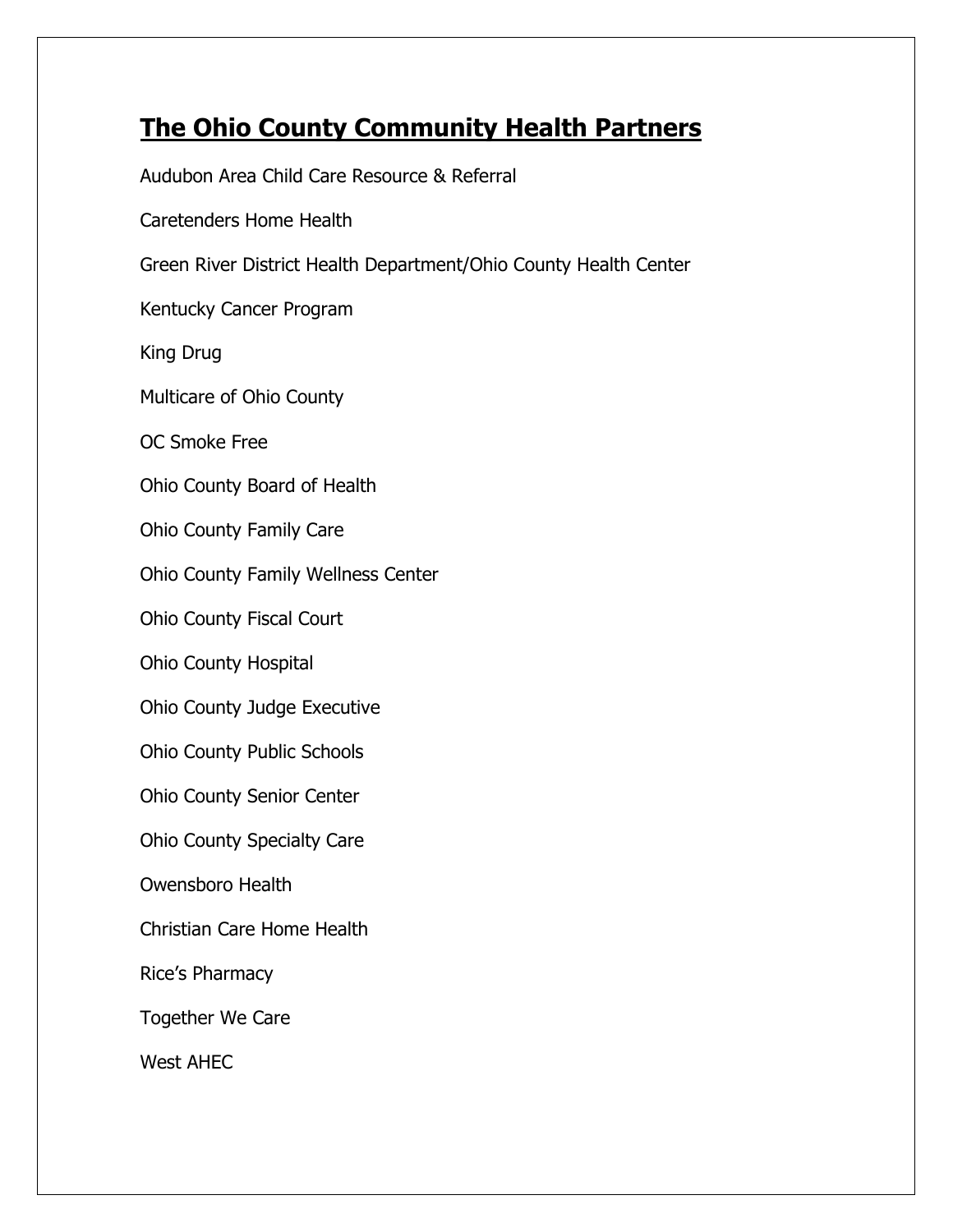# The Ohio County Community Health Partners

Audubon Area Child Care Resource & Referral

Caretenders Home Health

Green River District Health Department/Ohio County Health Center

Kentucky Cancer Program

King Drug

Multicare of Ohio County

OC Smoke Free

Ohio County Board of Health

Ohio County Family Care

Ohio County Family Wellness Center

Ohio County Fiscal Court

Ohio County Hospital

Ohio County Judge Executive

Ohio County Public Schools

Ohio County Senior Center

Ohio County Specialty Care

Owensboro Health

Christian Care Home Health

Rice's Pharmacy

Together We Care

West AHEC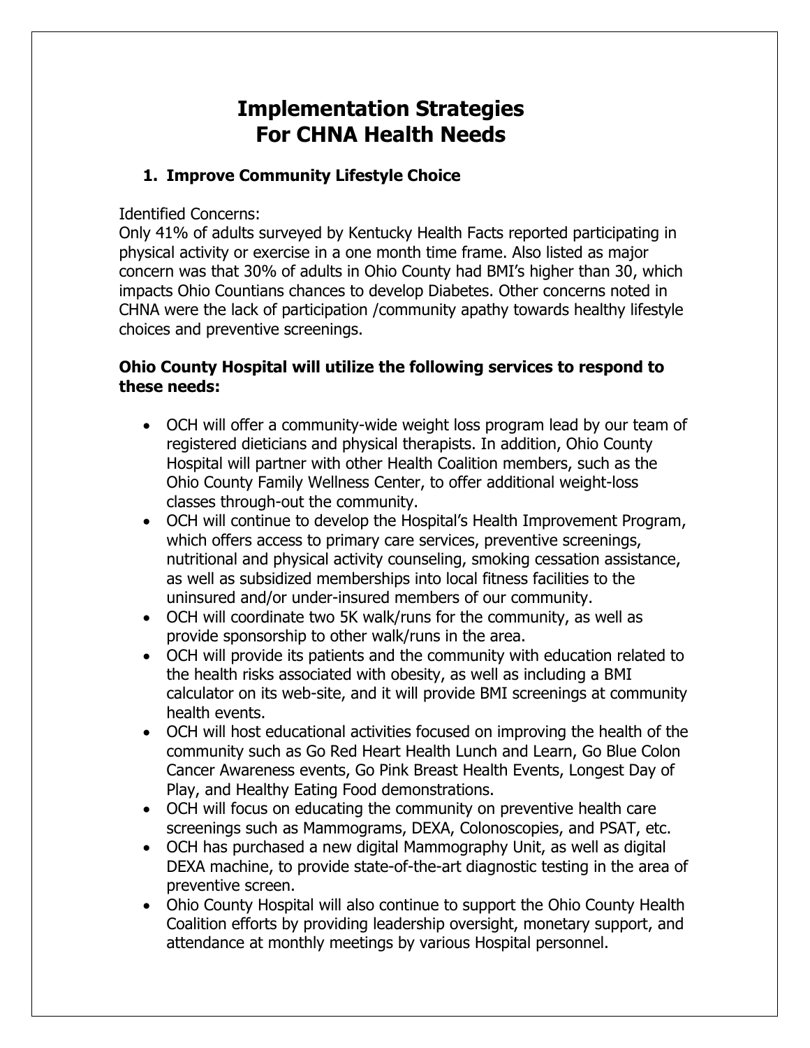# Implementation Strategies For CHNA Health Needs

## 1. Improve Community Lifestyle Choice

Identified Concerns:
Only 41% of adults surveyed by Kentucky Health Facts reported participating in physical activity or exercise in a one month time frame. Also listed as major concern was that 30% of adults in Ohio County had BMI's higher than 30, which impacts Ohio Countians chances to develop Diabetes. Other concerns noted in CHNA were the lack of participation /community apathy towards healthy lifestyle choices and preventive screenings.

**Ohio County Hospital will utilize the following services to respond to these needs:**

- OCH will offer a community-wide weight loss program lead by our team of registered dieticians and physical therapists. In addition, Ohio County Hospital will partner with other Health Coalition members, such as the Ohio County Family Wellness Center, to offer additional weight-loss classes through-out the community.
- OCH will continue to develop the Hospital's Health Improvement Program, which offers access to primary care services, preventive screenings, nutritional and physical activity counseling, smoking cessation assistance, as well as subsidized memberships into local fitness facilities to the uninsured and/or under-insured members of our community.
- OCH will coordinate two 5K walk/runs for the community, as well as provide sponsorship to other walk/runs in the area.
- OCH will provide its patients and the community with education related to the health risks associated with obesity, as well as including a BMI calculator on its web-site, and it will provide BMI screenings at community health events.
- OCH will host educational activities focused on improving the health of the community such as Go Red Heart Health Lunch and Learn, Go Blue Colon Cancer Awareness events, Go Pink Breast Health Events, Longest Day of Play, and Healthy Eating Food demonstrations.
- OCH will focus on educating the community on preventive health care screenings such as Mammograms, DEXA, Colonoscopies, and PSAT, etc.
- OCH has purchased a new digital Mammography Unit, as well as digital DEXA machine, to provide state-of-the-art diagnostic testing in the area of preventive screen.
- Ohio County Hospital will also continue to support the Ohio County Health Coalition efforts by providing leadership oversight, monetary support, and attendance at monthly meetings by various Hospital personnel.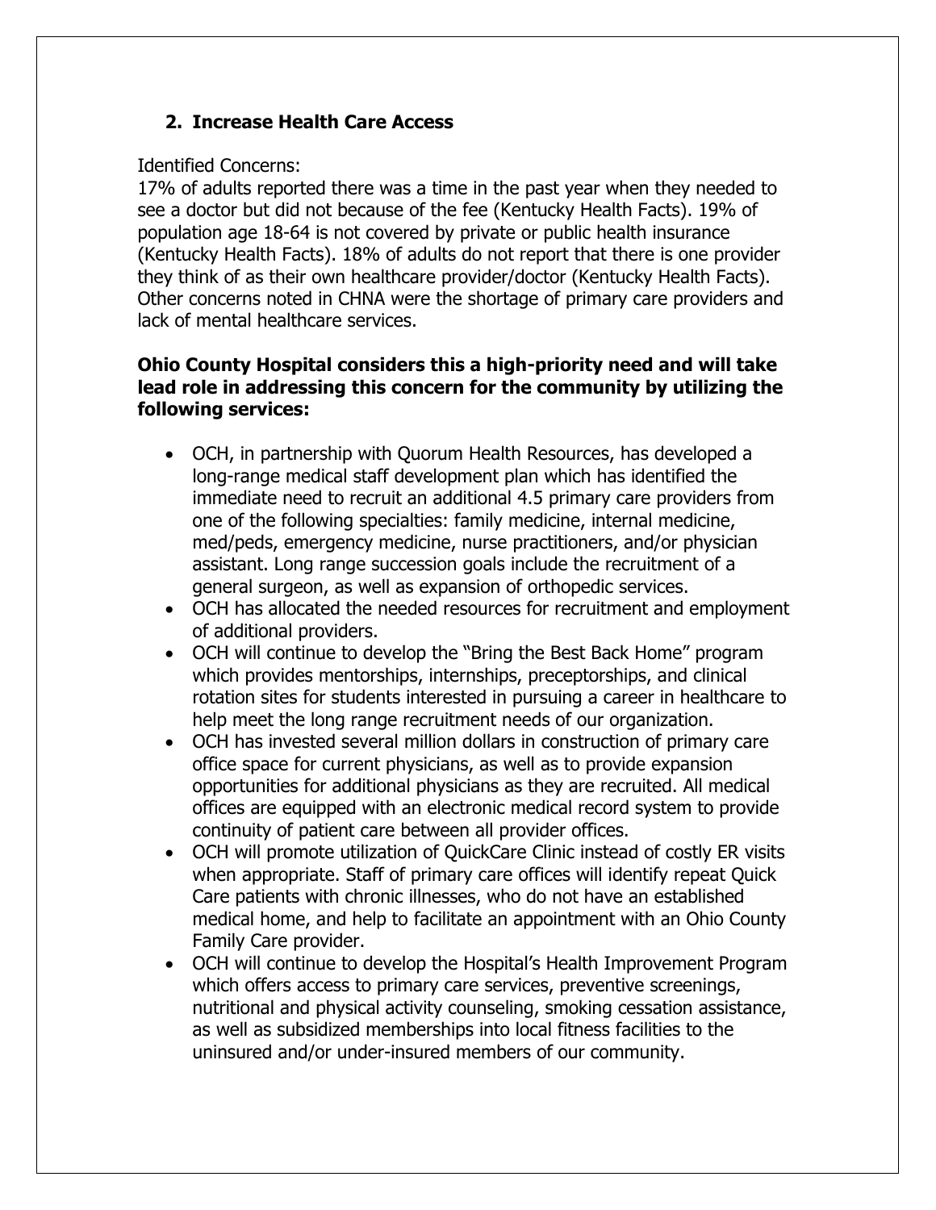## 2. Increase Health Care Access

Identified Concerns:

17% of adults reported there was a time in the past year when they needed to see a doctor but did not because of the fee (Kentucky Health Facts). 19% of population age 18-64 is not covered by private or public health insurance (Kentucky Health Facts). 18% of adults do not report that there is one provider they think of as their own healthcare provider/doctor (Kentucky Health Facts). Other concerns noted in CHNA were the shortage of primary care providers and lack of mental healthcare services.

**Ohio County Hospital considers this a high-priority need and will take lead role in addressing this concern for the community by utilizing the following services:**

- OCH, in partnership with Quorum Health Resources, has developed a long-range medical staff development plan which has identified the immediate need to recruit an additional 4.5 primary care providers from one of the following specialties: family medicine, internal medicine, med/peds, emergency medicine, nurse practitioners, and/or physician assistant. Long range succession goals include the recruitment of a general surgeon, as well as expansion of orthopedic services.
- OCH has allocated the needed resources for recruitment and employment of additional providers.
- OCH will continue to develop the "Bring the Best Back Home" program which provides mentorships, internships, preceptorships, and clinical rotation sites for students interested in pursuing a career in healthcare to help meet the long range recruitment needs of our organization.
- OCH has invested several million dollars in construction of primary care office space for current physicians, as well as to provide expansion opportunities for additional physicians as they are recruited. All medical offices are equipped with an electronic medical record system to provide continuity of patient care between all provider offices.
- OCH will promote utilization of QuickCare Clinic instead of costly ER visits when appropriate. Staff of primary care offices will identify repeat Quick Care patients with chronic illnesses, who do not have an established medical home, and help to facilitate an appointment with an Ohio County Family Care provider.
- OCH will continue to develop the Hospital's Health Improvement Program which offers access to primary care services, preventive screenings, nutritional and physical activity counseling, smoking cessation assistance, as well as subsidized memberships into local fitness facilities to the uninsured and/or under-insured members of our community.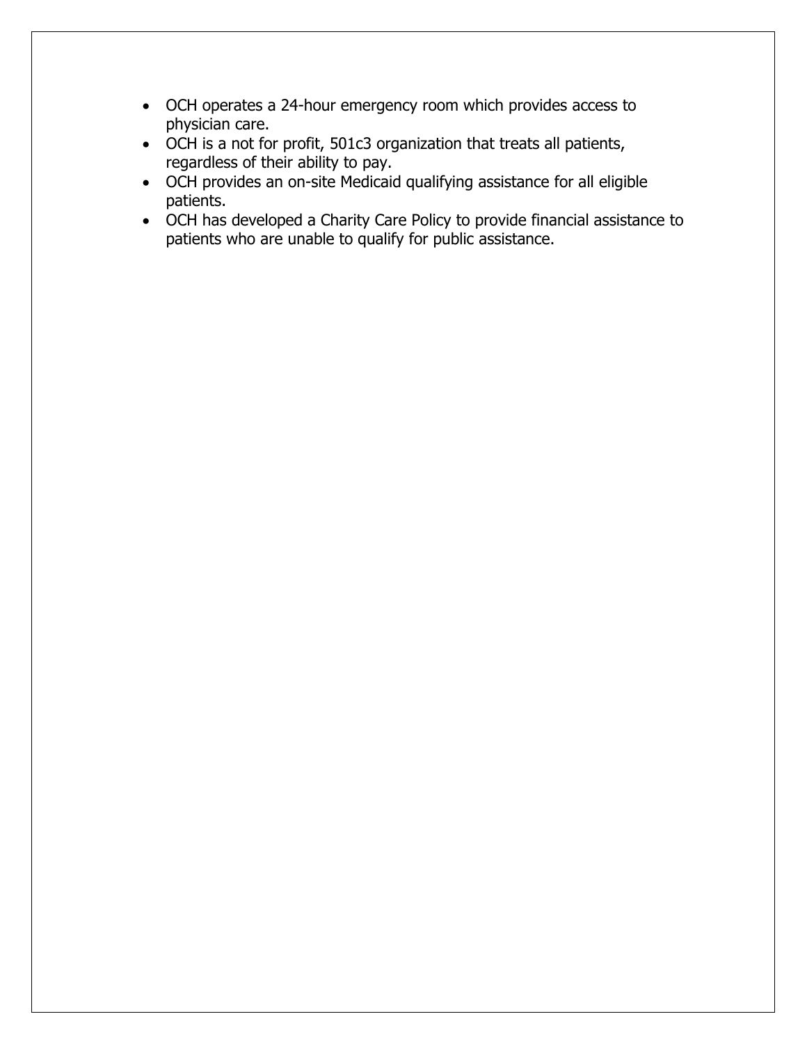- OCH operates a 24-hour emergency room which provides access to physician care.
- OCH is a not for profit, 501c3 organization that treats all patients, regardless of their ability to pay.
- OCH provides an on-site Medicaid qualifying assistance for all eligible patients.
- OCH has developed a Charity Care Policy to provide financial assistance to patients who are unable to qualify for public assistance.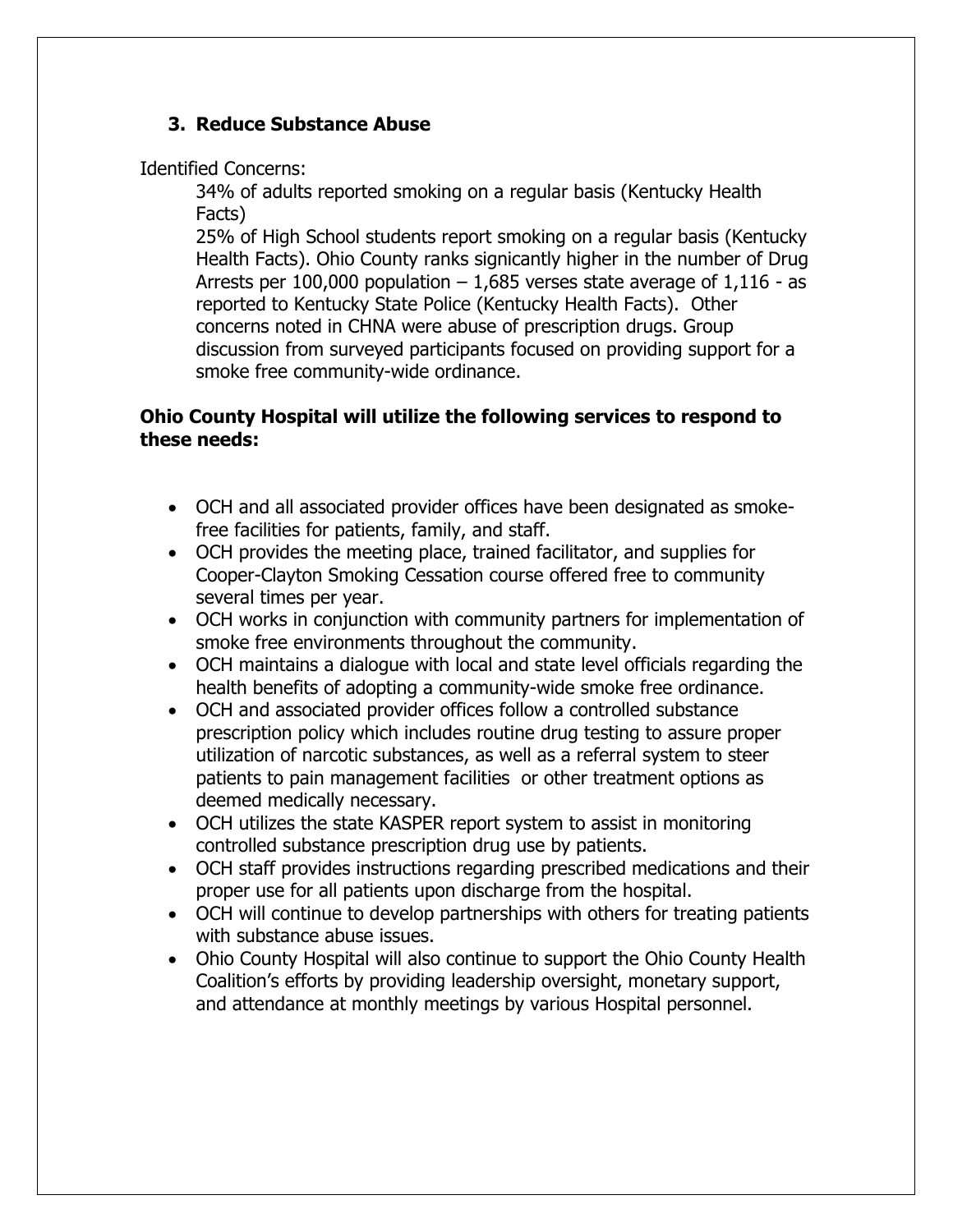### 3. Reduce Substance Abuse

Identified Concerns:

34% of adults reported smoking on a regular basis (Kentucky Health Facts)

25% of High School students report smoking on a regular basis (Kentucky Health Facts). Ohio County ranks signicantly higher in the number of Drug Arrests per 100,000 population – 1,685 verses state average of 1,116 - as reported to Kentucky State Police (Kentucky Health Facts). Other concerns noted in CHNA were abuse of prescription drugs. Group discussion from surveyed participants focused on providing support for a smoke free community-wide ordinance.

**Ohio County Hospital will utilize the following services to respond to these needs:**

- OCH and all associated provider offices have been designated as smoke-free facilities for patients, family, and staff.
- OCH provides the meeting place, trained facilitator, and supplies for Cooper-Clayton Smoking Cessation course offered free to community several times per year.
- OCH works in conjunction with community partners for implementation of smoke free environments throughout the community.
- OCH maintains a dialogue with local and state level officials regarding the health benefits of adopting a community-wide smoke free ordinance.
- OCH and associated provider offices follow a controlled substance prescription policy which includes routine drug testing to assure proper utilization of narcotic substances, as well as a referral system to steer patients to pain management facilities or other treatment options as deemed medically necessary.
- OCH utilizes the state KASPER report system to assist in monitoring controlled substance prescription drug use by patients.
- OCH staff provides instructions regarding prescribed medications and their proper use for all patients upon discharge from the hospital.
- OCH will continue to develop partnerships with others for treating patients with substance abuse issues.
- Ohio County Hospital will also continue to support the Ohio County Health Coalition's efforts by providing leadership oversight, monetary support, and attendance at monthly meetings by various Hospital personnel.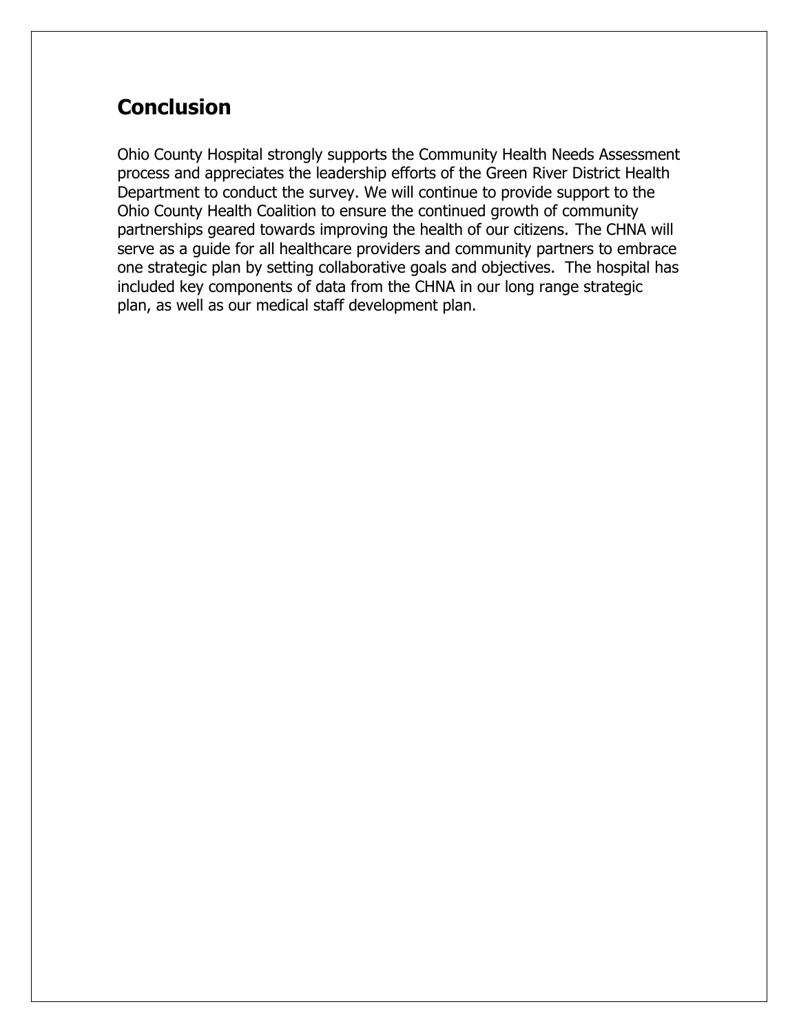## Conclusion

Ohio County Hospital strongly supports the Community Health Needs Assessment process and appreciates the leadership efforts of the Green River District Health Department to conduct the survey. We will continue to provide support to the Ohio County Health Coalition to ensure the continued growth of community partnerships geared towards improving the health of our citizens. The CHNA will serve as a guide for all healthcare providers and community partners to embrace one strategic plan by setting collaborative goals and objectives. The hospital has included key components of data from the CHNA in our long range strategic plan, as well as our medical staff development plan.